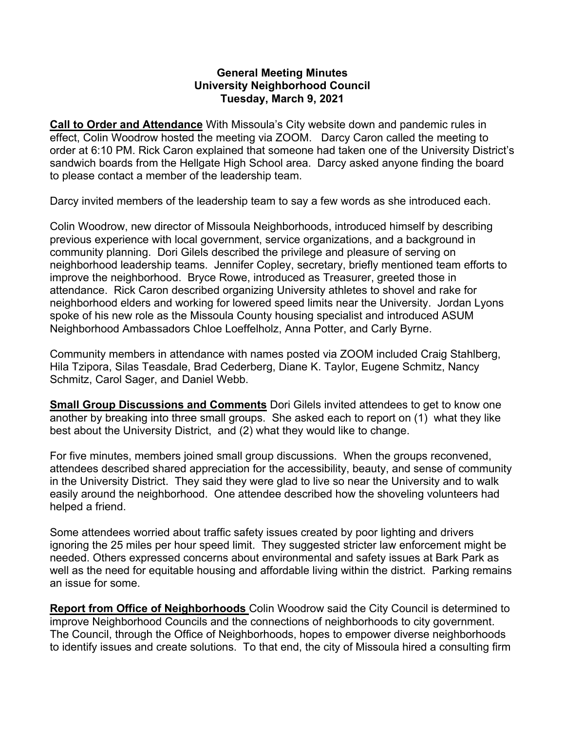**General Meeting Minutes**
**University Neighborhood Council**
**Tuesday, March 9, 2021**

**Call to Order and Attendance** With Missoula's City website down and pandemic rules in effect, Colin Woodrow hosted the meeting via ZOOM. Darcy Caron called the meeting to order at 6:10 PM. Rick Caron explained that someone had taken one of the University District's sandwich boards from the Hellgate High School area. Darcy asked anyone finding the board to please contact a member of the leadership team.

Darcy invited members of the leadership team to say a few words as she introduced each.

Colin Woodrow, new director of Missoula Neighborhoods, introduced himself by describing previous experience with local government, service organizations, and a background in community planning. Dori Gilels described the privilege and pleasure of serving on neighborhood leadership teams. Jennifer Copley, secretary, briefly mentioned team efforts to improve the neighborhood. Bryce Rowe, introduced as Treasurer, greeted those in attendance. Rick Caron described organizing University athletes to shovel and rake for neighborhood elders and working for lowered speed limits near the University. Jordan Lyons spoke of his new role as the Missoula County housing specialist and introduced ASUM Neighborhood Ambassadors Chloe Loeffelholz, Anna Potter, and Carly Byrne.

Community members in attendance with names posted via ZOOM included Craig Stahlberg, Hila Tzipora, Silas Teasdale, Brad Cederberg, Diane K. Taylor, Eugene Schmitz, Nancy Schmitz, Carol Sager, and Daniel Webb.

**Small Group Discussions and Comments** Dori Gilels invited attendees to get to know one another by breaking into three small groups. She asked each to report on (1) what they like best about the University District, and (2) what they would like to change.

For five minutes, members joined small group discussions. When the groups reconvened, attendees described shared appreciation for the accessibility, beauty, and sense of community in the University District. They said they were glad to live so near the University and to walk easily around the neighborhood. One attendee described how the shoveling volunteers had helped a friend.

Some attendees worried about traffic safety issues created by poor lighting and drivers ignoring the 25 miles per hour speed limit. They suggested stricter law enforcement might be needed. Others expressed concerns about environmental and safety issues at Bark Park as well as the need for equitable housing and affordable living within the district. Parking remains an issue for some.

**Report from Office of Neighborhoods** Colin Woodrow said the City Council is determined to improve Neighborhood Councils and the connections of neighborhoods to city government. The Council, through the Office of Neighborhoods, hopes to empower diverse neighborhoods to identify issues and create solutions. To that end, the city of Missoula hired a consulting firm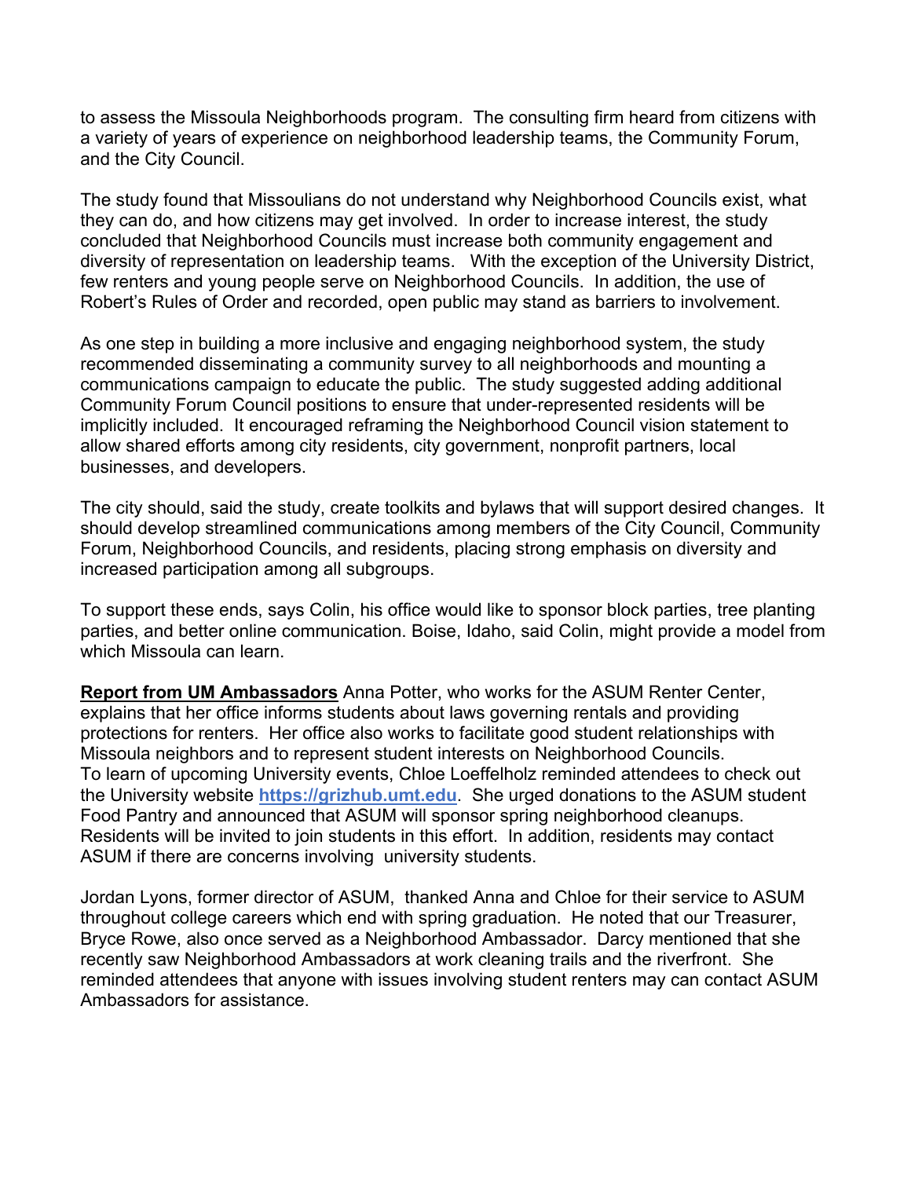to assess the Missoula Neighborhoods program. The consulting firm heard from citizens with a variety of years of experience on neighborhood leadership teams, the Community Forum, and the City Council.

The study found that Missoulians do not understand why Neighborhood Councils exist, what they can do, and how citizens may get involved. In order to increase interest, the study concluded that Neighborhood Councils must increase both community engagement and diversity of representation on leadership teams. With the exception of the University District, few renters and young people serve on Neighborhood Councils. In addition, the use of Robert's Rules of Order and recorded, open public may stand as barriers to involvement.

As one step in building a more inclusive and engaging neighborhood system, the study recommended disseminating a community survey to all neighborhoods and mounting a communications campaign to educate the public. The study suggested adding additional Community Forum Council positions to ensure that under-represented residents will be implicitly included. It encouraged reframing the Neighborhood Council vision statement to allow shared efforts among city residents, city government, nonprofit partners, local businesses, and developers.

The city should, said the study, create toolkits and bylaws that will support desired changes. It should develop streamlined communications among members of the City Council, Community Forum, Neighborhood Councils, and residents, placing strong emphasis on diversity and increased participation among all subgroups.

To support these ends, says Colin, his office would like to sponsor block parties, tree planting parties, and better online communication. Boise, Idaho, said Colin, might provide a model from which Missoula can learn.

**Report from UM Ambassadors** Anna Potter, who works for the ASUM Renter Center, explains that her office informs students about laws governing rentals and providing protections for renters. Her office also works to facilitate good student relationships with Missoula neighbors and to represent student interests on Neighborhood Councils. To learn of upcoming University events, Chloe Loeffelholz reminded attendees to check out the University website **https://grizhub.umt.edu**. She urged donations to the ASUM student Food Pantry and announced that ASUM will sponsor spring neighborhood cleanups. Residents will be invited to join students in this effort. In addition, residents may contact ASUM if there are concerns involving university students.

Jordan Lyons, former director of ASUM, thanked Anna and Chloe for their service to ASUM throughout college careers which end with spring graduation. He noted that our Treasurer, Bryce Rowe, also once served as a Neighborhood Ambassador. Darcy mentioned that she recently saw Neighborhood Ambassadors at work cleaning trails and the riverfront. She reminded attendees that anyone with issues involving student renters may can contact ASUM Ambassadors for assistance.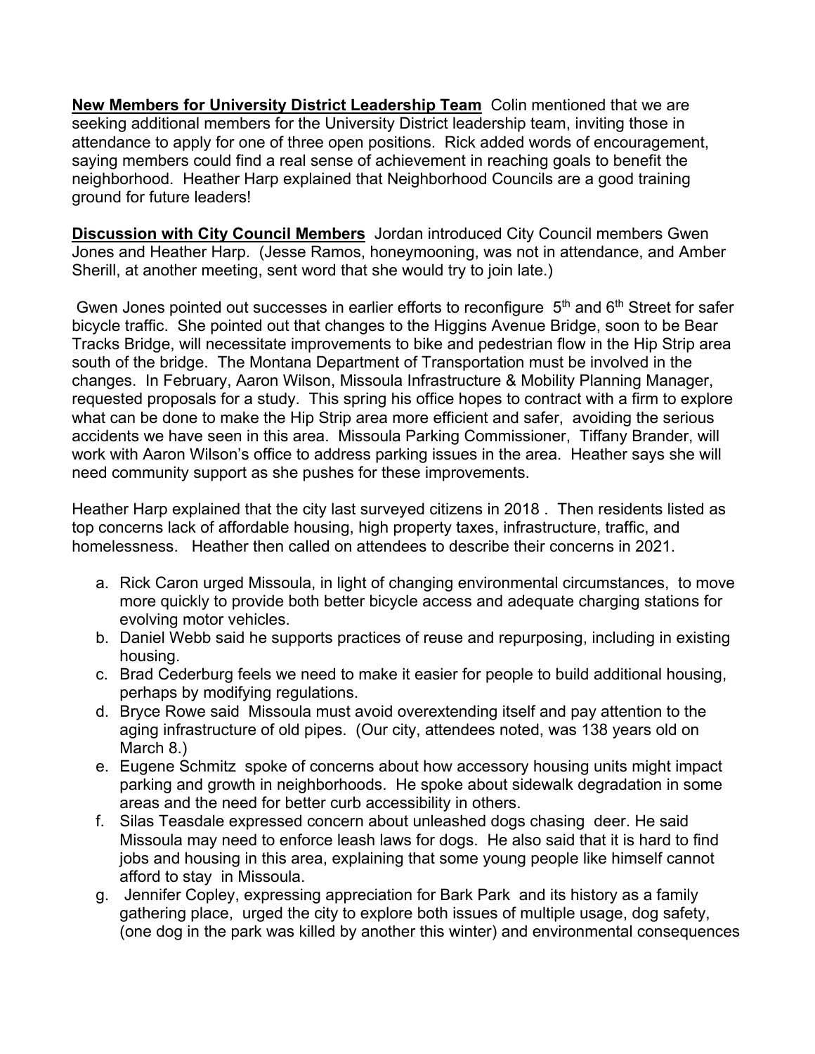**New Members for University District Leadership Team** Colin mentioned that we are seeking additional members for the University District leadership team, inviting those in attendance to apply for one of three open positions. Rick added words of encouragement, saying members could find a real sense of achievement in reaching goals to benefit the neighborhood. Heather Harp explained that Neighborhood Councils are a good training ground for future leaders!

**Discussion with City Council Members** Jordan introduced City Council members Gwen Jones and Heather Harp. (Jesse Ramos, honeymooning, was not in attendance, and Amber Sherill, at another meeting, sent word that she would try to join late.)

Gwen Jones pointed out successes in earlier efforts to reconfigure 5th and 6th Street for safer bicycle traffic. She pointed out that changes to the Higgins Avenue Bridge, soon to be Bear Tracks Bridge, will necessitate improvements to bike and pedestrian flow in the Hip Strip area south of the bridge. The Montana Department of Transportation must be involved in the changes. In February, Aaron Wilson, Missoula Infrastructure & Mobility Planning Manager, requested proposals for a study. This spring his office hopes to contract with a firm to explore what can be done to make the Hip Strip area more efficient and safer, avoiding the serious accidents we have seen in this area. Missoula Parking Commissioner, Tiffany Brander, will work with Aaron Wilson's office to address parking issues in the area. Heather says she will need community support as she pushes for these improvements.

Heather Harp explained that the city last surveyed citizens in 2018 . Then residents listed as top concerns lack of affordable housing, high property taxes, infrastructure, traffic, and homelessness. Heather then called on attendees to describe their concerns in 2021.

a. Rick Caron urged Missoula, in light of changing environmental circumstances, to move more quickly to provide both better bicycle access and adequate charging stations for evolving motor vehicles.
b. Daniel Webb said he supports practices of reuse and repurposing, including in existing housing.
c. Brad Cederburg feels we need to make it easier for people to build additional housing, perhaps by modifying regulations.
d. Bryce Rowe said Missoula must avoid overextending itself and pay attention to the aging infrastructure of old pipes. (Our city, attendees noted, was 138 years old on March 8.)
e. Eugene Schmitz spoke of concerns about how accessory housing units might impact parking and growth in neighborhoods. He spoke about sidewalk degradation in some areas and the need for better curb accessibility in others.
f. Silas Teasdale expressed concern about unleashed dogs chasing deer. He said Missoula may need to enforce leash laws for dogs. He also said that it is hard to find jobs and housing in this area, explaining that some young people like himself cannot afford to stay in Missoula.
g. Jennifer Copley, expressing appreciation for Bark Park and its history as a family gathering place, urged the city to explore both issues of multiple usage, dog safety, (one dog in the park was killed by another this winter) and environmental consequences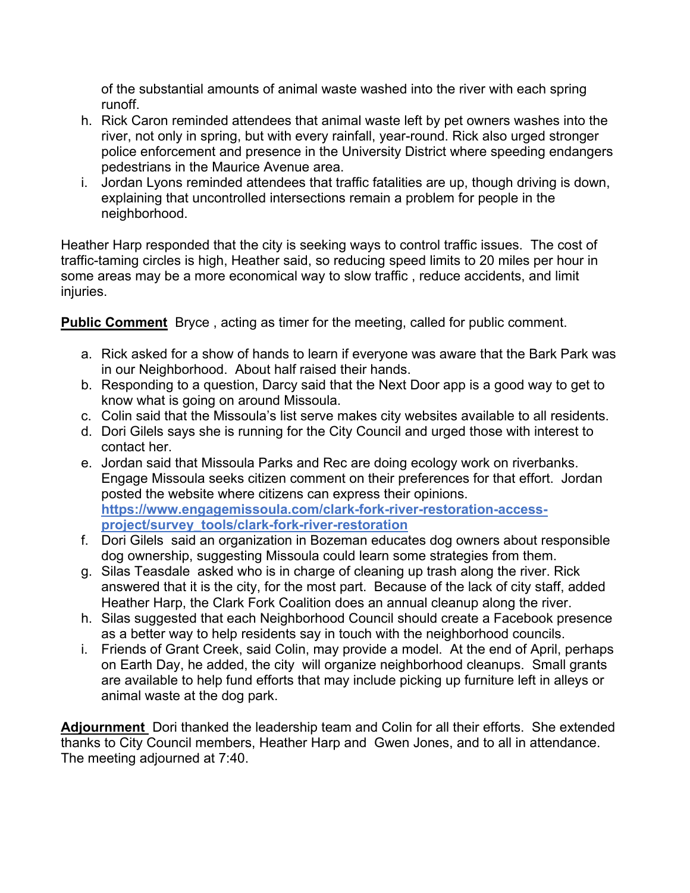of the substantial amounts of animal waste washed into the river with each spring runoff.

h. Rick Caron reminded attendees that animal waste left by pet owners washes into the river, not only in spring, but with every rainfall, year-round. Rick also urged stronger police enforcement and presence in the University District where speeding endangers pedestrians in the Maurice Avenue area.
i. Jordan Lyons reminded attendees that traffic fatalities are up, though driving is down, explaining that uncontrolled intersections remain a problem for people in the neighborhood.

Heather Harp responded that the city is seeking ways to control traffic issues. The cost of traffic-taming circles is high, Heather said, so reducing speed limits to 20 miles per hour in some areas may be a more economical way to slow traffic , reduce accidents, and limit injuries.

**Public Comment** Bryce , acting as timer for the meeting, called for public comment.

a. Rick asked for a show of hands to learn if everyone was aware that the Bark Park was in our Neighborhood. About half raised their hands.
b. Responding to a question, Darcy said that the Next Door app is a good way to get to know what is going on around Missoula.
c. Colin said that the Missoula's list serve makes city websites available to all residents.
d. Dori Gilels says she is running for the City Council and urged those with interest to contact her.
e. Jordan said that Missoula Parks and Rec are doing ecology work on riverbanks. Engage Missoula seeks citizen comment on their preferences for that effort. Jordan posted the website where citizens can express their opinions. [https://www.engagemissoula.com/clark-fork-river-restoration-access-project/survey_tools/clark-fork-river-restoration](https://www.engagemissoula.com/clark-fork-river-restoration-access-project/survey_tools/clark-fork-river-restoration)
f. Dori Gilels said an organization in Bozeman educates dog owners about responsible dog ownership, suggesting Missoula could learn some strategies from them.
g. Silas Teasdale asked who is in charge of cleaning up trash along the river. Rick answered that it is the city, for the most part. Because of the lack of city staff, added Heather Harp, the Clark Fork Coalition does an annual cleanup along the river.
h. Silas suggested that each Neighborhood Council should create a Facebook presence as a better way to help residents say in touch with the neighborhood councils.
i. Friends of Grant Creek, said Colin, may provide a model. At the end of April, perhaps on Earth Day, he added, the city will organize neighborhood cleanups. Small grants are available to help fund efforts that may include picking up furniture left in alleys or animal waste at the dog park.

**Adjournment** Dori thanked the leadership team and Colin for all their efforts. She extended thanks to City Council members, Heather Harp and Gwen Jones, and to all in attendance. The meeting adjourned at 7:40.